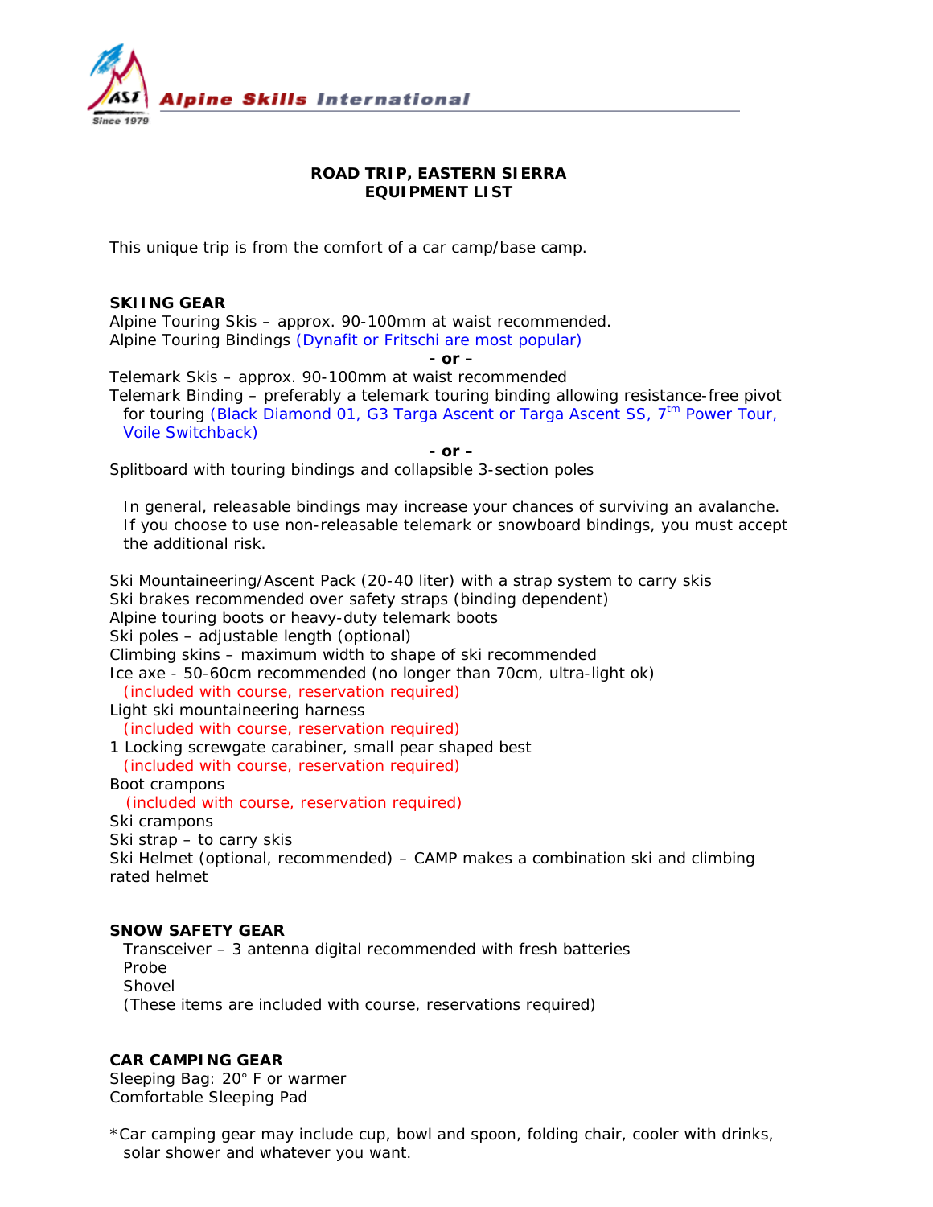Alpine Skills International

Since 1979

**ROAD TRIP, EASTERN SIERRA**
**EQUIPMENT LIST**

This unique trip is from the comfort of a car camp/base camp.

**SKIING GEAR**

Alpine Touring Skis – approx. 90-100mm at waist recommended.
Alpine Touring Bindings (Dynafit or Fritschi are most popular)

**- or –**

Telemark Skis – approx. 90-100mm at waist recommended
Telemark Binding – preferably a telemark touring binding allowing resistance-free pivot for touring (Black Diamond 01, G3 Targa Ascent or Targa Ascent SS, 7[tm] Power Tour, Voile Switchback)

**- or –**

Splitboard with touring bindings and collapsible 3-section poles

In general, releasable bindings may increase your chances of surviving an avalanche. If you choose to use non-releasable telemark or snowboard bindings, you must accept the additional risk.

Ski Mountaineering/Ascent Pack (20-40 liter) with a strap system to carry skis
Ski brakes recommended over safety straps (binding dependent)
Alpine touring boots or heavy-duty telemark boots
Ski poles – adjustable length (optional)
Climbing skins – maximum width to shape of ski recommended
Ice axe - 50-60cm recommended (no longer than 70cm, ultra-light ok)
(included with course, reservation required)
Light ski mountaineering harness
(included with course, reservation required)
1 Locking screwgate carabiner, small pear shaped best
(included with course, reservation required)
Boot crampons
(included with course, reservation required)
Ski crampons
Ski strap – to carry skis
Ski Helmet (optional, recommended) – CAMP makes a combination ski and climbing rated helmet

**SNOW SAFETY GEAR**

Transceiver – 3 antenna digital recommended with fresh batteries
Probe
Shovel
(These items are included with course, reservations required)

**CAR CAMPING GEAR**

Sleeping Bag: 20° F or warmer
Comfortable Sleeping Pad

*Car camping gear may include cup, bowl and spoon, folding chair, cooler with drinks, solar shower and whatever you want.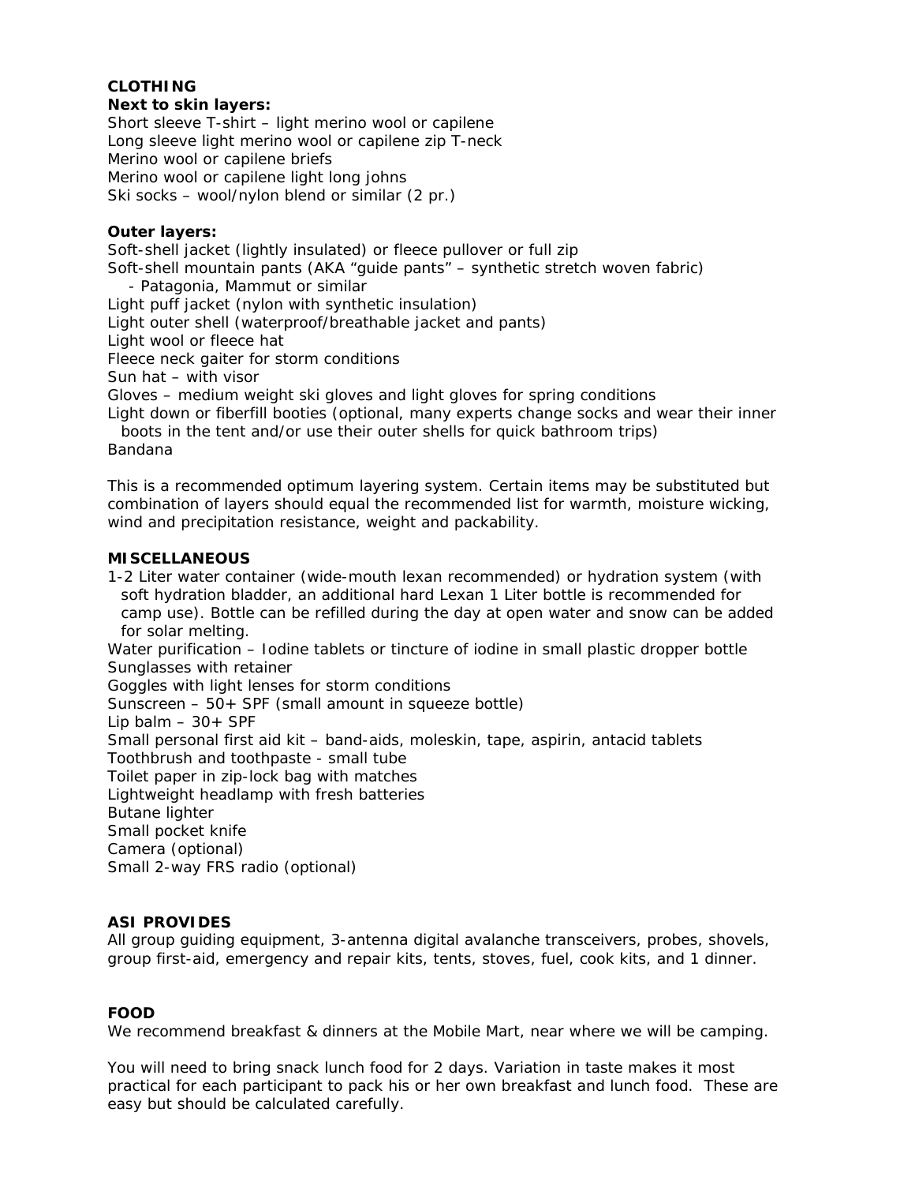## CLOTHING

**Next to skin layers:**

Short sleeve T-shirt – light merino wool or capilene
Long sleeve light merino wool or capilene zip T-neck
Merino wool or capilene briefs
Merino wool or capilene light long johns
Ski socks – wool/nylon blend or similar (2 pr.)

**Outer layers:**

Soft-shell jacket (lightly insulated) or fleece pullover or full zip
Soft-shell mountain pants (AKA "guide pants" – synthetic stretch woven fabric)
- Patagonia, Mammut or similar

Light puff jacket (nylon with synthetic insulation)
Light outer shell (waterproof/breathable jacket and pants)
Light wool or fleece hat
Fleece neck gaiter for storm conditions
Sun hat – with visor
Gloves – medium weight ski gloves and light gloves for spring conditions
Light down or fiberfill booties (optional, many experts change socks and wear their inner boots in the tent and/or use their outer shells for quick bathroom trips)
Bandana

This is a recommended optimum layering system. Certain items may be substituted but combination of layers should equal the recommended list for warmth, moisture wicking, wind and precipitation resistance, weight and packability.

## MISCELLANEOUS

1-2 Liter water container (wide-mouth lexan recommended) or hydration system (with soft hydration bladder, an additional hard Lexan 1 Liter bottle is recommended for camp use). Bottle can be refilled during the day at open water and snow can be added for solar melting.
Water purification – Iodine tablets or tincture of iodine in small plastic dropper bottle
Sunglasses with retainer
Goggles with light lenses for storm conditions
Sunscreen – 50+ SPF (small amount in squeeze bottle)
Lip balm – 30+ SPF
Small personal first aid kit – band-aids, moleskin, tape, aspirin, antacid tablets
Toothbrush and toothpaste - small tube
Toilet paper in zip-lock bag with matches
Lightweight headlamp with fresh batteries
Butane lighter
Small pocket knife
Camera (optional)
Small 2-way FRS radio (optional)

## ASI PROVIDES

All group guiding equipment, 3-antenna digital avalanche transceivers, probes, shovels, group first-aid, emergency and repair kits, tents, stoves, fuel, cook kits, and 1 dinner.

## FOOD

We recommend breakfast & dinners at the Mobile Mart, near where we will be camping.

You will need to bring snack lunch food for 2 days. Variation in taste makes it most practical for each participant to pack his or her own breakfast and lunch food. These are easy but should be calculated carefully.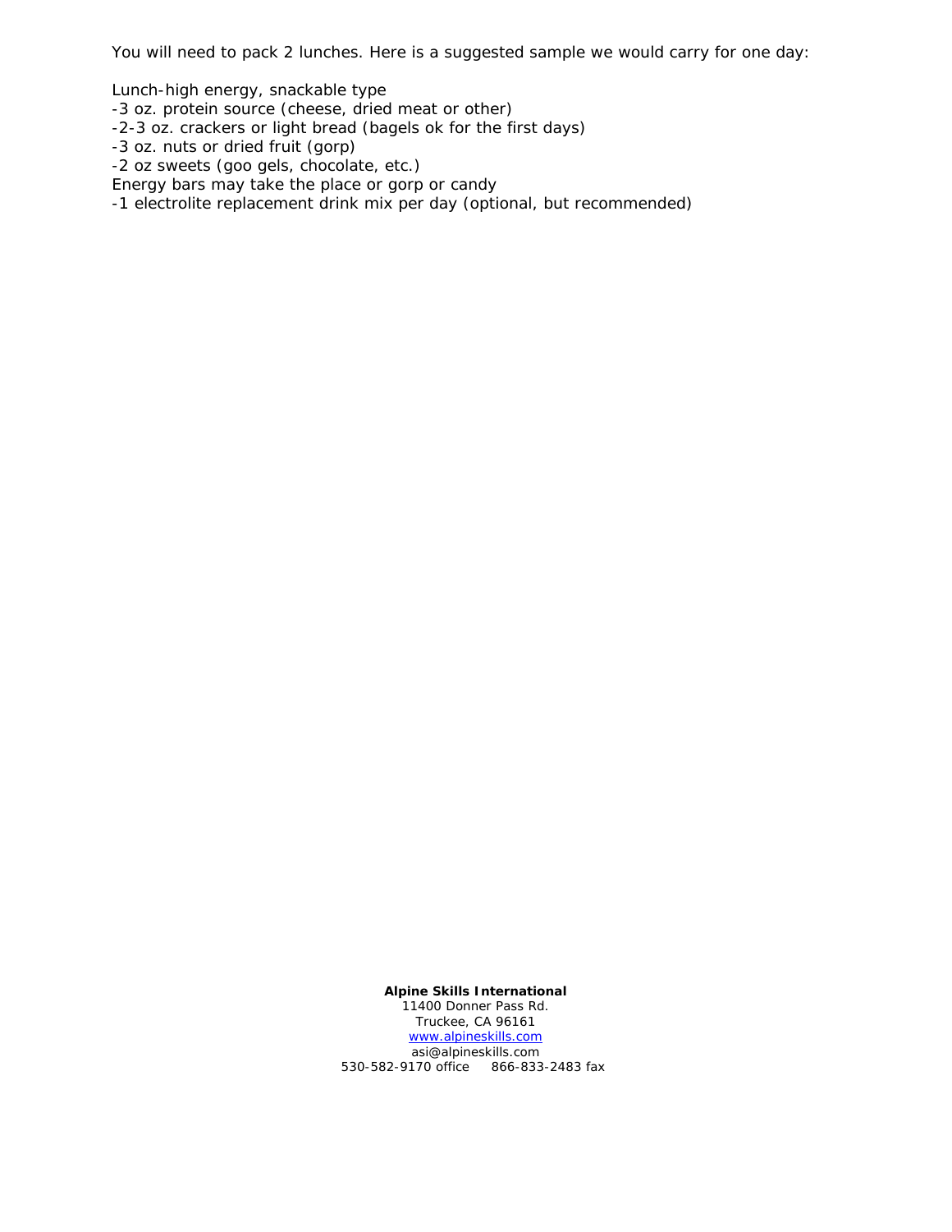You will need to pack 2 lunches. Here is a suggested sample we would carry for one day:

Lunch-high energy, snackable type
-3 oz. protein source (cheese, dried meat or other)
-2-3 oz. crackers or light bread (bagels ok for the first days)
-3 oz. nuts or dried fruit (gorp)
-2 oz sweets (goo gels, chocolate, etc.)
Energy bars may take the place or gorp or candy
-1 electrolite replacement drink mix per day (optional, but recommended)

**Alpine Skills International**
11400 Donner Pass Rd.
Truckee, CA 96161
www.alpineskills.com
asi@alpineskills.com
530-582-9170 office     866-833-2483 fax